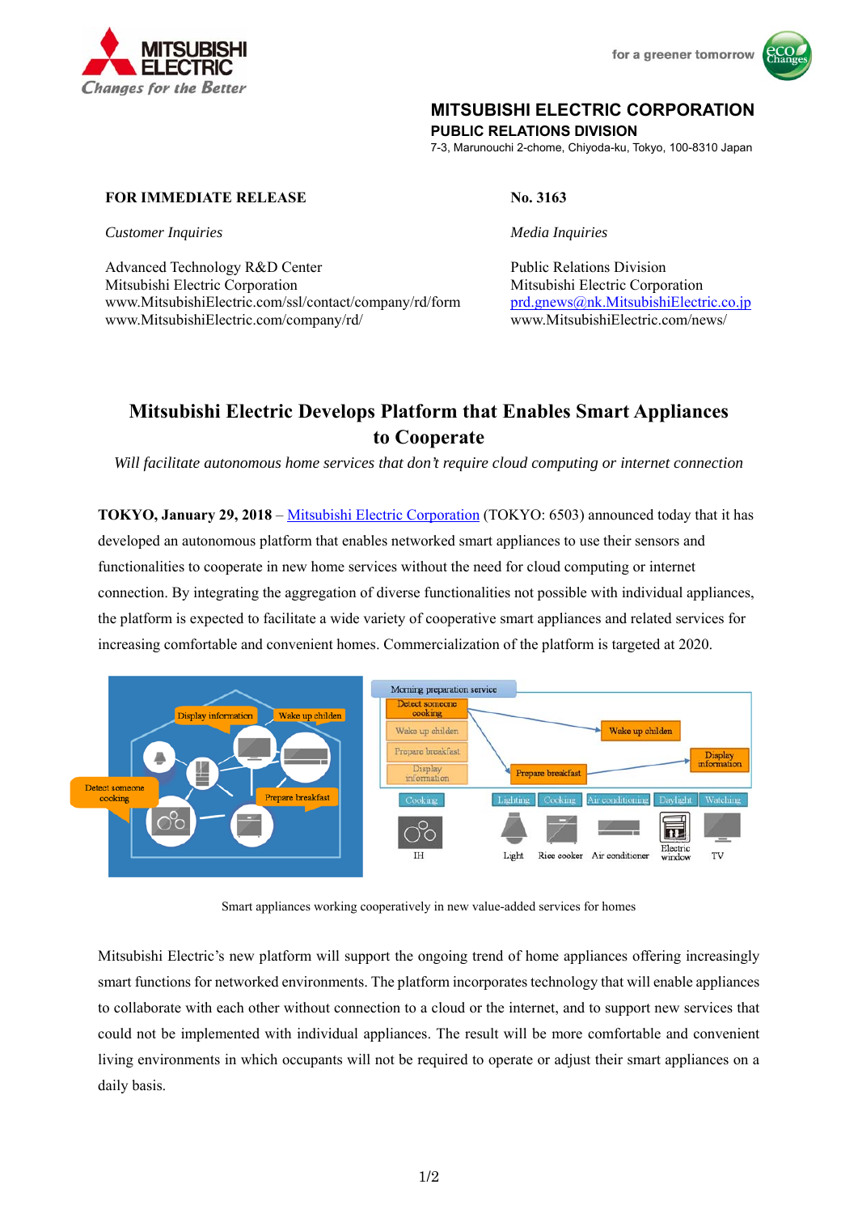MITSUBISHI ELECTRIC

*Changes for the Better*

for a greener tomorrow

**MITSUBISHI ELECTRIC CORPORATION**

**PUBLIC RELATIONS DIVISION**

7-3, Marunouchi 2-chome, Chiyoda-ku, Tokyo, 100-8310 Japan

**FOR IMMEDIATE RELEASE**

**No. 3163**

*Customer Inquiries*

Advanced Technology R&D Center
Mitsubishi Electric Corporation
www.MitsubishiElectric.com/ssl/contact/company/rd/form
www.MitsubishiElectric.com/company/rd/

*Media Inquiries*

Public Relations Division
Mitsubishi Electric Corporation
prd.gnews@nk.MitsubishiElectric.co.jp
www.MitsubishiElectric.com/news/

# Mitsubishi Electric Develops Platform that Enables Smart Appliances to Cooperate

*Will facilitate autonomous home services that don't require cloud computing or internet connection*

**TOKYO, January 29, 2018** – Mitsubishi Electric Corporation (TOKYO: 6503) announced today that it has developed an autonomous platform that enables networked smart appliances to use their sensors and functionalities to cooperate in new home services without the need for cloud computing or internet connection. By integrating the aggregation of diverse functionalities not possible with individual appliances, the platform is expected to facilitate a wide variety of cooperative smart appliances and related services for increasing comfortable and convenient homes. Commercialization of the platform is targeted at 2020.

Smart appliances working cooperatively in new value-added services for homes

Mitsubishi Electric's new platform will support the ongoing trend of home appliances offering increasingly smart functions for networked environments. The platform incorporates technology that will enable appliances to collaborate with each other without connection to a cloud or the internet, and to support new services that could not be implemented with individual appliances. The result will be more comfortable and convenient living environments in which occupants will not be required to operate or adjust their smart appliances on a daily basis.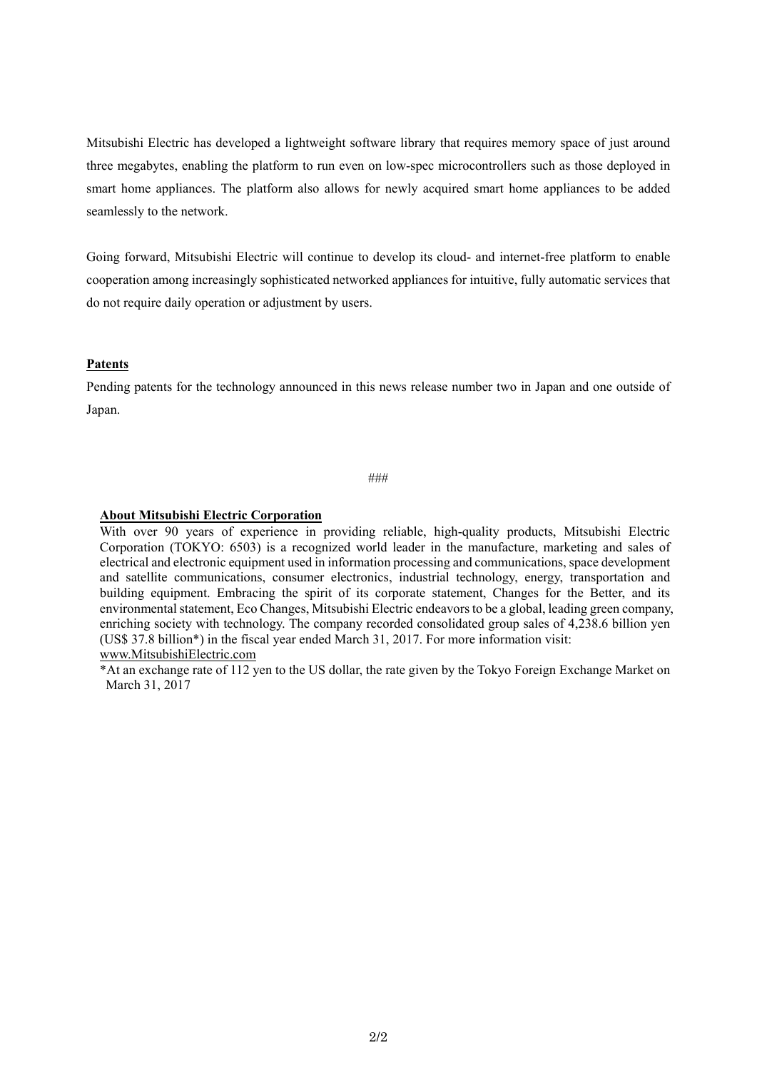Mitsubishi Electric has developed a lightweight software library that requires memory space of just around three megabytes, enabling the platform to run even on low-spec microcontrollers such as those deployed in smart home appliances. The platform also allows for newly acquired smart home appliances to be added seamlessly to the network.

Going forward, Mitsubishi Electric will continue to develop its cloud- and internet-free platform to enable cooperation among increasingly sophisticated networked appliances for intuitive, fully automatic services that do not require daily operation or adjustment by users.

## Patents

Pending patents for the technology announced in this news release number two in Japan and one outside of Japan.

###

**About Mitsubishi Electric Corporation**

With over 90 years of experience in providing reliable, high-quality products, Mitsubishi Electric Corporation (TOKYO: 6503) is a recognized world leader in the manufacture, marketing and sales of electrical and electronic equipment used in information processing and communications, space development and satellite communications, consumer electronics, industrial technology, energy, transportation and building equipment. Embracing the spirit of its corporate statement, Changes for the Better, and its environmental statement, Eco Changes, Mitsubishi Electric endeavors to be a global, leading green company, enriching society with technology. The company recorded consolidated group sales of 4,238.6 billion yen (US$ 37.8 billion*) in the fiscal year ended March 31, 2017. For more information visit:
www.MitsubishiElectric.com

*At an exchange rate of 112 yen to the US dollar, the rate given by the Tokyo Foreign Exchange Market on March 31, 2017